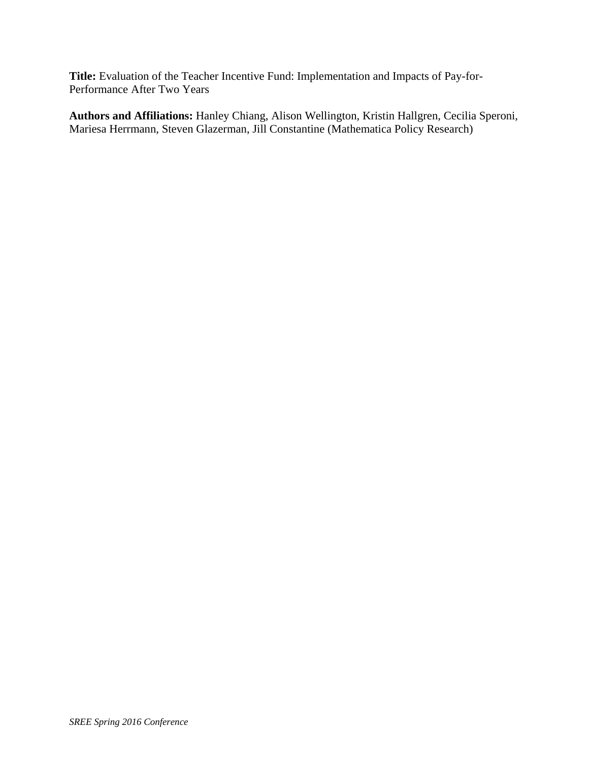**Title:** Evaluation of the Teacher Incentive Fund: Implementation and Impacts of Pay-for-Performance After Two Years

**Authors and Affiliations:** Hanley Chiang, Alison Wellington, Kristin Hallgren, Cecilia Speroni, Mariesa Herrmann, Steven Glazerman, Jill Constantine (Mathematica Policy Research)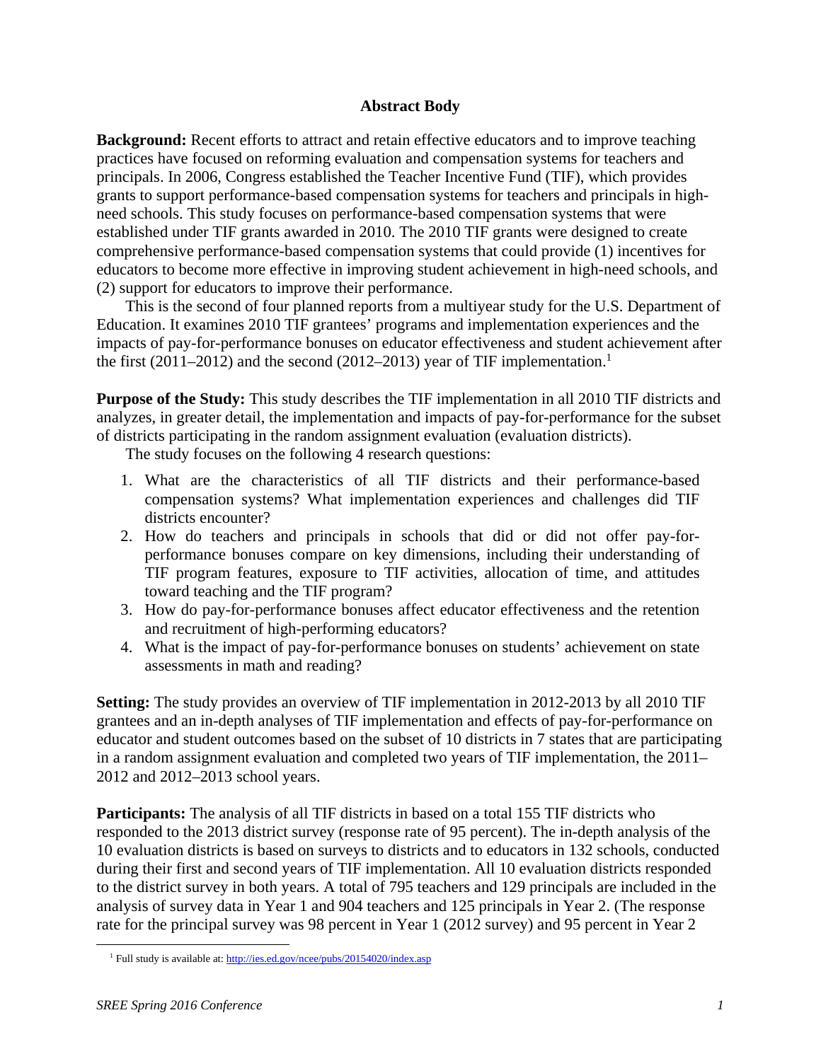**Abstract Body**

**Background:** Recent efforts to attract and retain effective educators and to improve teaching practices have focused on reforming evaluation and compensation systems for teachers and principals. In 2006, Congress established the Teacher Incentive Fund (TIF), which provides grants to support performance-based compensation systems for teachers and principals in high-need schools. This study focuses on performance-based compensation systems that were established under TIF grants awarded in 2010. The 2010 TIF grants were designed to create comprehensive performance-based compensation systems that could provide (1) incentives for educators to become more effective in improving student achievement in high-need schools, and (2) support for educators to improve their performance.

This is the second of four planned reports from a multiyear study for the U.S. Department of Education. It examines 2010 TIF grantees' programs and implementation experiences and the impacts of pay-for-performance bonuses on educator effectiveness and student achievement after the first (2011–2012) and the second (2012–2013) year of TIF implementation.[1]

**Purpose of the Study:** This study describes the TIF implementation in all 2010 TIF districts and analyzes, in greater detail, the implementation and impacts of pay-for-performance for the subset of districts participating in the random assignment evaluation (evaluation districts).

The study focuses on the following 4 research questions:

1. What are the characteristics of all TIF districts and their performance-based compensation systems? What implementation experiences and challenges did TIF districts encounter?
2. How do teachers and principals in schools that did or did not offer pay-for-performance bonuses compare on key dimensions, including their understanding of TIF program features, exposure to TIF activities, allocation of time, and attitudes toward teaching and the TIF program?
3. How do pay-for-performance bonuses affect educator effectiveness and the retention and recruitment of high-performing educators?
4. What is the impact of pay-for-performance bonuses on students' achievement on state assessments in math and reading?

**Setting:** The study provides an overview of TIF implementation in 2012-2013 by all 2010 TIF grantees and an in-depth analyses of TIF implementation and effects of pay-for-performance on educator and student outcomes based on the subset of 10 districts in 7 states that are participating in a random assignment evaluation and completed two years of TIF implementation, the 2011–2012 and 2012–2013 school years.

**Participants:** The analysis of all TIF districts in based on a total 155 TIF districts who responded to the 2013 district survey (response rate of 95 percent). The in-depth analysis of the 10 evaluation districts is based on surveys to districts and to educators in 132 schools, conducted during their first and second years of TIF implementation. All 10 evaluation districts responded to the district survey in both years. A total of 795 teachers and 129 principals are included in the analysis of survey data in Year 1 and 904 teachers and 125 principals in Year 2. (The response rate for the principal survey was 98 percent in Year 1 (2012 survey) and 95 percent in Year 2

[1] Full study is available at: http://ies.ed.gov/ncee/pubs/20154020/index.asp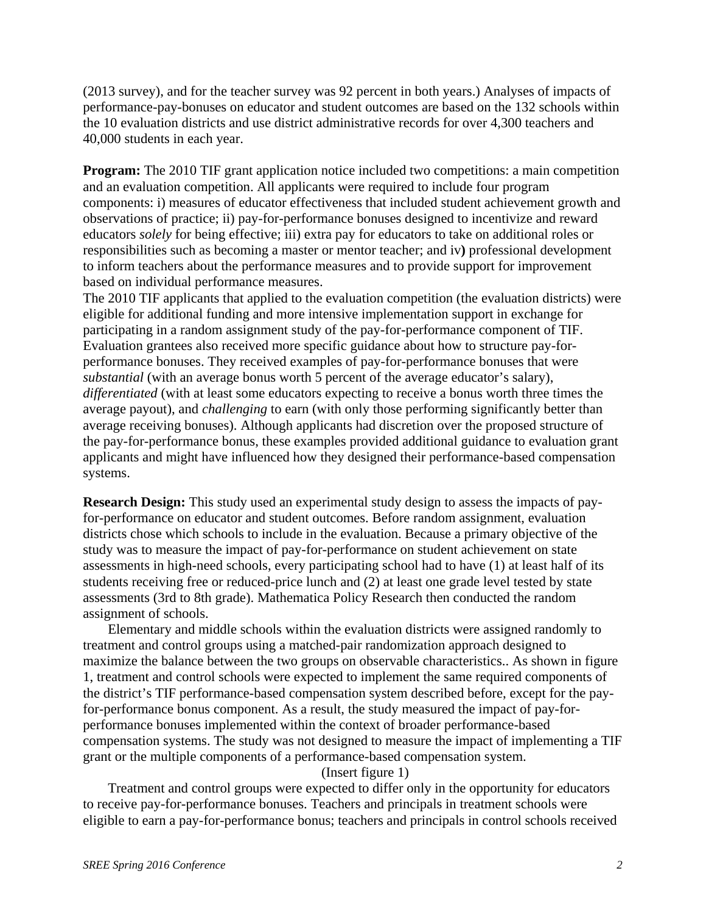(2013 survey), and for the teacher survey was 92 percent in both years.) Analyses of impacts of performance-pay-bonuses on educator and student outcomes are based on the 132 schools within the 10 evaluation districts and use district administrative records for over 4,300 teachers and 40,000 students in each year.

**Program:** The 2010 TIF grant application notice included two competitions: a main competition and an evaluation competition. All applicants were required to include four program components: i) measures of educator effectiveness that included student achievement growth and observations of practice; ii) pay-for-performance bonuses designed to incentivize and reward educators *solely* for being effective; iii) extra pay for educators to take on additional roles or responsibilities such as becoming a master or mentor teacher; and iv**)** professional development to inform teachers about the performance measures and to provide support for improvement based on individual performance measures.

The 2010 TIF applicants that applied to the evaluation competition (the evaluation districts) were eligible for additional funding and more intensive implementation support in exchange for participating in a random assignment study of the pay-for-performance component of TIF. Evaluation grantees also received more specific guidance about how to structure pay-for-performance bonuses. They received examples of pay-for-performance bonuses that were *substantial* (with an average bonus worth 5 percent of the average educator's salary), *differentiated* (with at least some educators expecting to receive a bonus worth three times the average payout), and *challenging* to earn (with only those performing significantly better than average receiving bonuses). Although applicants had discretion over the proposed structure of the pay-for-performance bonus, these examples provided additional guidance to evaluation grant applicants and might have influenced how they designed their performance-based compensation systems.

**Research Design:** This study used an experimental study design to assess the impacts of pay-for-performance on educator and student outcomes. Before random assignment, evaluation districts chose which schools to include in the evaluation. Because a primary objective of the study was to measure the impact of pay-for-performance on student achievement on state assessments in high-need schools, every participating school had to have (1) at least half of its students receiving free or reduced-price lunch and (2) at least one grade level tested by state assessments (3rd to 8th grade). Mathematica Policy Research then conducted the random assignment of schools.

Elementary and middle schools within the evaluation districts were assigned randomly to treatment and control groups using a matched-pair randomization approach designed to maximize the balance between the two groups on observable characteristics.. As shown in figure 1, treatment and control schools were expected to implement the same required components of the district's TIF performance-based compensation system described before, except for the pay-for-performance bonus component. As a result, the study measured the impact of pay-for-performance bonuses implemented within the context of broader performance-based compensation systems. The study was not designed to measure the impact of implementing a TIF grant or the multiple components of a performance-based compensation system.

(Insert figure 1)

Treatment and control groups were expected to differ only in the opportunity for educators to receive pay-for-performance bonuses. Teachers and principals in treatment schools were eligible to earn a pay-for-performance bonus; teachers and principals in control schools received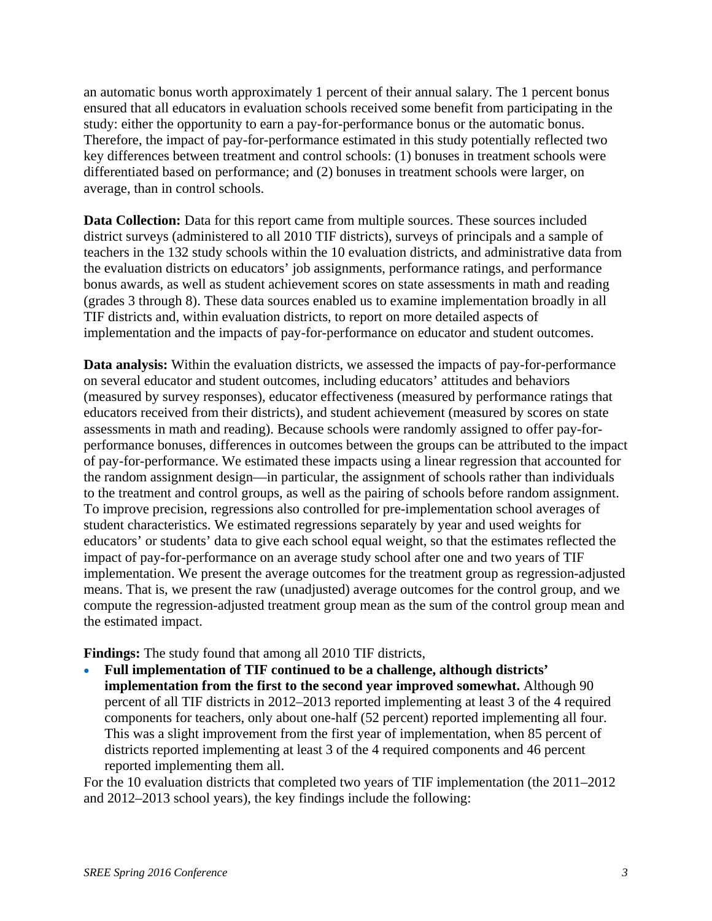an automatic bonus worth approximately 1 percent of their annual salary. The 1 percent bonus ensured that all educators in evaluation schools received some benefit from participating in the study: either the opportunity to earn a pay-for-performance bonus or the automatic bonus. Therefore, the impact of pay-for-performance estimated in this study potentially reflected two key differences between treatment and control schools: (1) bonuses in treatment schools were differentiated based on performance; and (2) bonuses in treatment schools were larger, on average, than in control schools.

**Data Collection:** Data for this report came from multiple sources. These sources included district surveys (administered to all 2010 TIF districts), surveys of principals and a sample of teachers in the 132 study schools within the 10 evaluation districts, and administrative data from the evaluation districts on educators' job assignments, performance ratings, and performance bonus awards, as well as student achievement scores on state assessments in math and reading (grades 3 through 8). These data sources enabled us to examine implementation broadly in all TIF districts and, within evaluation districts, to report on more detailed aspects of implementation and the impacts of pay-for-performance on educator and student outcomes.

**Data analysis:** Within the evaluation districts, we assessed the impacts of pay-for-performance on several educator and student outcomes, including educators' attitudes and behaviors (measured by survey responses), educator effectiveness (measured by performance ratings that educators received from their districts), and student achievement (measured by scores on state assessments in math and reading). Because schools were randomly assigned to offer pay-for-performance bonuses, differences in outcomes between the groups can be attributed to the impact of pay-for-performance. We estimated these impacts using a linear regression that accounted for the random assignment design—in particular, the assignment of schools rather than individuals to the treatment and control groups, as well as the pairing of schools before random assignment. To improve precision, regressions also controlled for pre-implementation school averages of student characteristics. We estimated regressions separately by year and used weights for educators' or students' data to give each school equal weight, so that the estimates reflected the impact of pay-for-performance on an average study school after one and two years of TIF implementation. We present the average outcomes for the treatment group as regression-adjusted means. That is, we present the raw (unadjusted) average outcomes for the control group, and we compute the regression-adjusted treatment group mean as the sum of the control group mean and the estimated impact.

**Findings:** The study found that among all 2010 TIF districts,

- **Full implementation of TIF continued to be a challenge, although districts' implementation from the first to the second year improved somewhat.** Although 90 percent of all TIF districts in 2012–2013 reported implementing at least 3 of the 4 required components for teachers, only about one-half (52 percent) reported implementing all four. This was a slight improvement from the first year of implementation, when 85 percent of districts reported implementing at least 3 of the 4 required components and 46 percent reported implementing them all.

For the 10 evaluation districts that completed two years of TIF implementation (the 2011–2012 and 2012–2013 school years), the key findings include the following: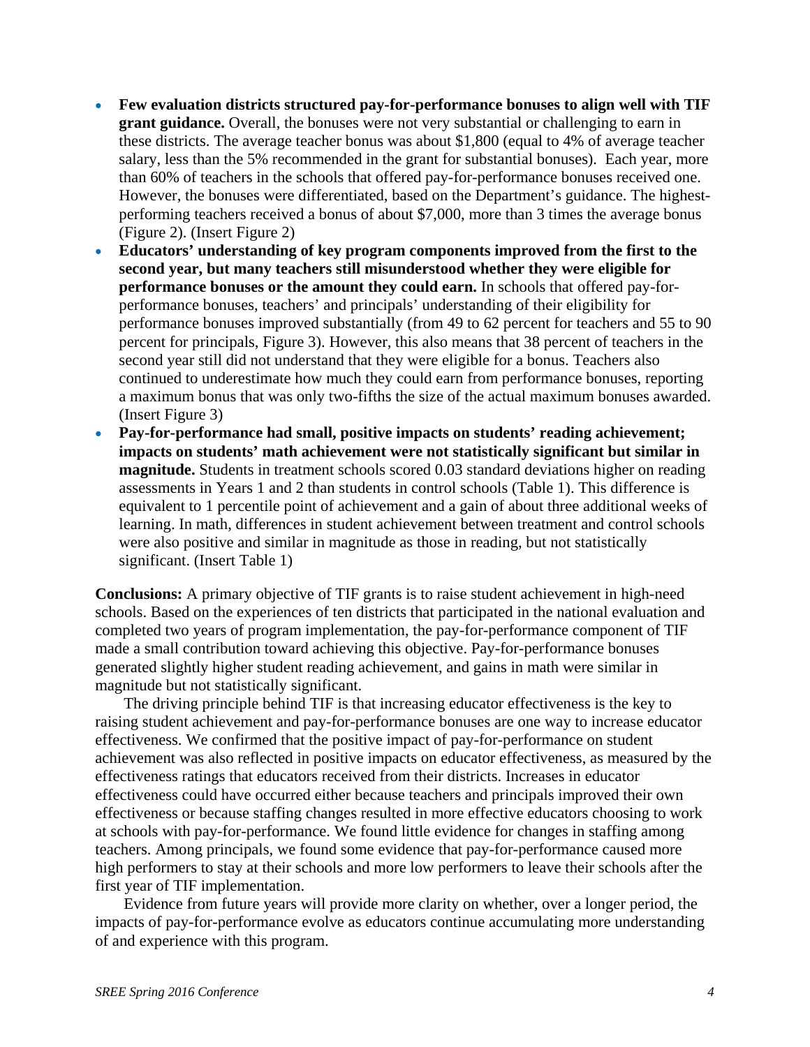- **Few evaluation districts structured pay-for-performance bonuses to align well with TIF grant guidance.** Overall, the bonuses were not very substantial or challenging to earn in these districts. The average teacher bonus was about $1,800 (equal to 4% of average teacher salary, less than the 5% recommended in the grant for substantial bonuses). Each year, more than 60% of teachers in the schools that offered pay-for-performance bonuses received one. However, the bonuses were differentiated, based on the Department's guidance. The highest-performing teachers received a bonus of about $7,000, more than 3 times the average bonus (Figure 2). (Insert Figure 2)
- **Educators' understanding of key program components improved from the first to the second year, but many teachers still misunderstood whether they were eligible for performance bonuses or the amount they could earn.** In schools that offered pay-for-performance bonuses, teachers' and principals' understanding of their eligibility for performance bonuses improved substantially (from 49 to 62 percent for teachers and 55 to 90 percent for principals, Figure 3). However, this also means that 38 percent of teachers in the second year still did not understand that they were eligible for a bonus. Teachers also continued to underestimate how much they could earn from performance bonuses, reporting a maximum bonus that was only two-fifths the size of the actual maximum bonuses awarded. (Insert Figure 3)
- **Pay-for-performance had small, positive impacts on students' reading achievement; impacts on students' math achievement were not statistically significant but similar in magnitude.** Students in treatment schools scored 0.03 standard deviations higher on reading assessments in Years 1 and 2 than students in control schools (Table 1). This difference is equivalent to 1 percentile point of achievement and a gain of about three additional weeks of learning. In math, differences in student achievement between treatment and control schools were also positive and similar in magnitude as those in reading, but not statistically significant. (Insert Table 1)

**Conclusions:** A primary objective of TIF grants is to raise student achievement in high-need schools. Based on the experiences of ten districts that participated in the national evaluation and completed two years of program implementation, the pay-for-performance component of TIF made a small contribution toward achieving this objective. Pay-for-performance bonuses generated slightly higher student reading achievement, and gains in math were similar in magnitude but not statistically significant.

The driving principle behind TIF is that increasing educator effectiveness is the key to raising student achievement and pay-for-performance bonuses are one way to increase educator effectiveness. We confirmed that the positive impact of pay-for-performance on student achievement was also reflected in positive impacts on educator effectiveness, as measured by the effectiveness ratings that educators received from their districts. Increases in educator effectiveness could have occurred either because teachers and principals improved their own effectiveness or because staffing changes resulted in more effective educators choosing to work at schools with pay-for-performance. We found little evidence for changes in staffing among teachers. Among principals, we found some evidence that pay-for-performance caused more high performers to stay at their schools and more low performers to leave their schools after the first year of TIF implementation.

Evidence from future years will provide more clarity on whether, over a longer period, the impacts of pay-for-performance evolve as educators continue accumulating more understanding of and experience with this program.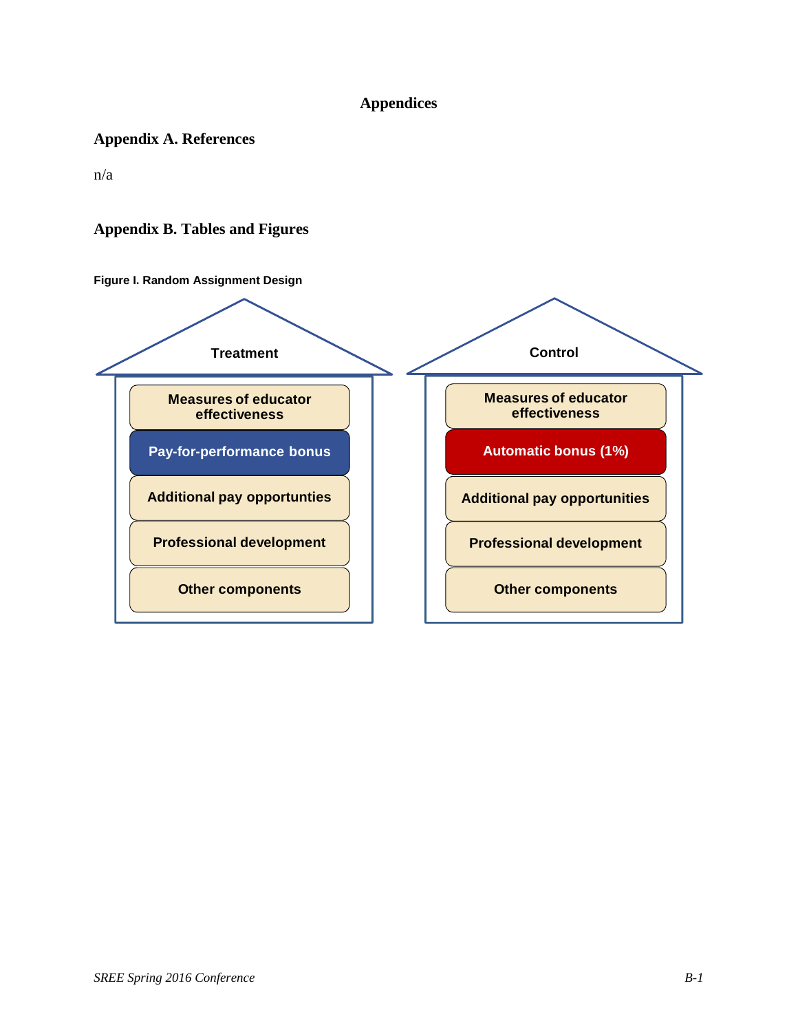# Appendices

## Appendix A. References

n/a

## Appendix B. Tables and Figures

**Figure I. Random Assignment Design**

| Treatment | Control |
|---|---|
| Measures of educator effectiveness | Measures of educator effectiveness |
| Pay-for-performance bonus | Automatic bonus (1%) |
| Additional pay opportunties | Additional pay opportunities |
| Professional development | Professional development |
| Other components | Other components |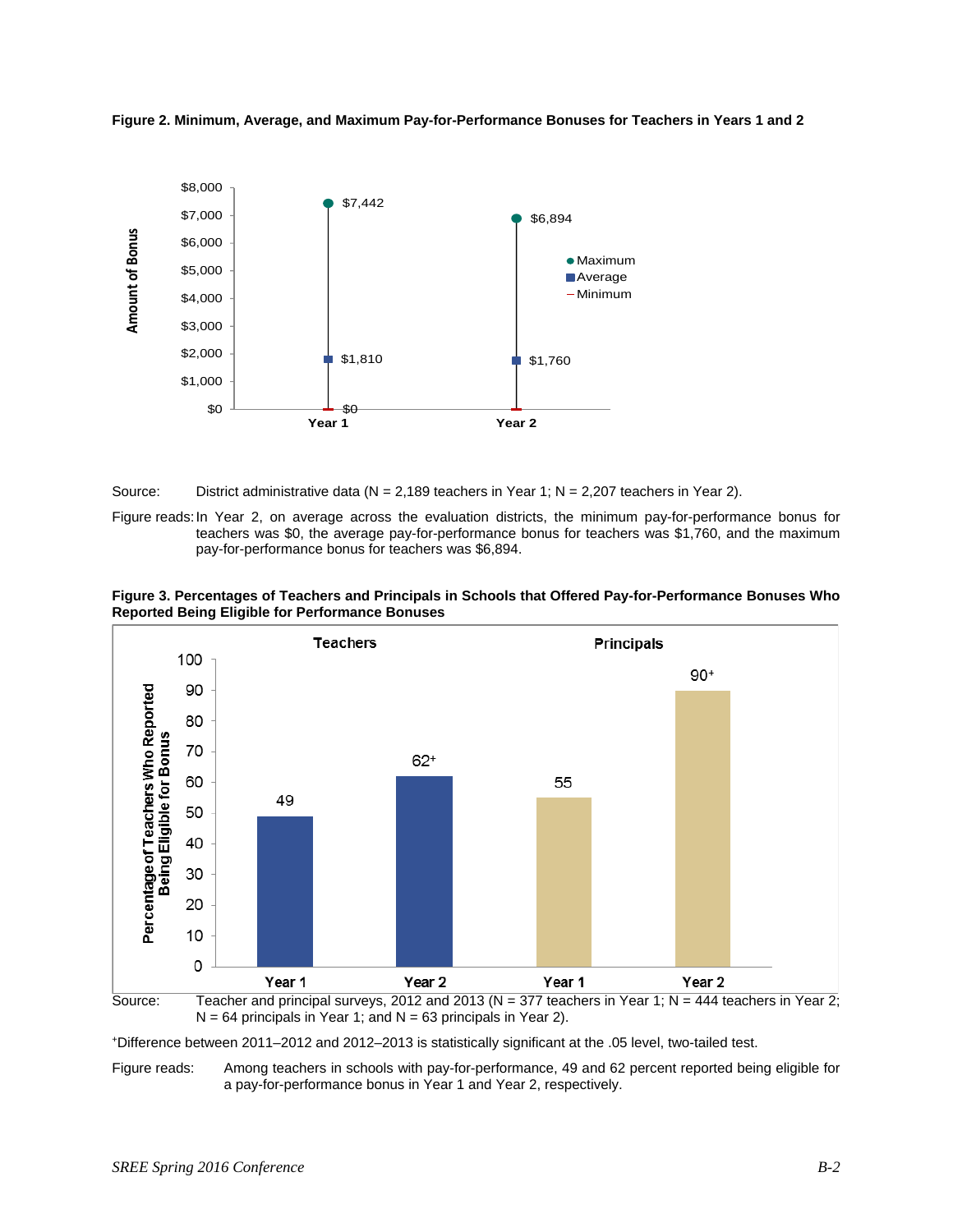**Figure 2. Minimum, Average, and Maximum Pay-for-Performance Bonuses for Teachers in Years 1 and 2**

| | Minimum | Average | Maximum |
|---|---|---|---|
| Year 1 | $0 | $1,810 | $7,442 |
| Year 2 | $0 | $1,760 | $6,894 |

Source: District administrative data (N = 2,189 teachers in Year 1; N = 2,207 teachers in Year 2).

Figure reads: In Year 2, on average across the evaluation districts, the minimum pay-for-performance bonus for teachers was $0, the average pay-for-performance bonus for teachers was $1,760, and the maximum pay-for-performance bonus for teachers was $6,894.

**Figure 3. Percentages of Teachers and Principals in Schools that Offered Pay-for-Performance Bonuses Who Reported Being Eligible for Performance Bonuses**

| | Year 1 | Year 2 |
|---|---|---|
| Teachers | 49 | 62+ |
| Principals | 55 | 90+ |

Source: Teacher and principal surveys, 2012 and 2013 (N = 377 teachers in Year 1; N = 444 teachers in Year 2; N = 64 principals in Year 1; and N = 63 principals in Year 2).

+Difference between 2011–2012 and 2012–2013 is statistically significant at the .05 level, two-tailed test.

Figure reads: Among teachers in schools with pay-for-performance, 49 and 62 percent reported being eligible for a pay-for-performance bonus in Year 1 and Year 2, respectively.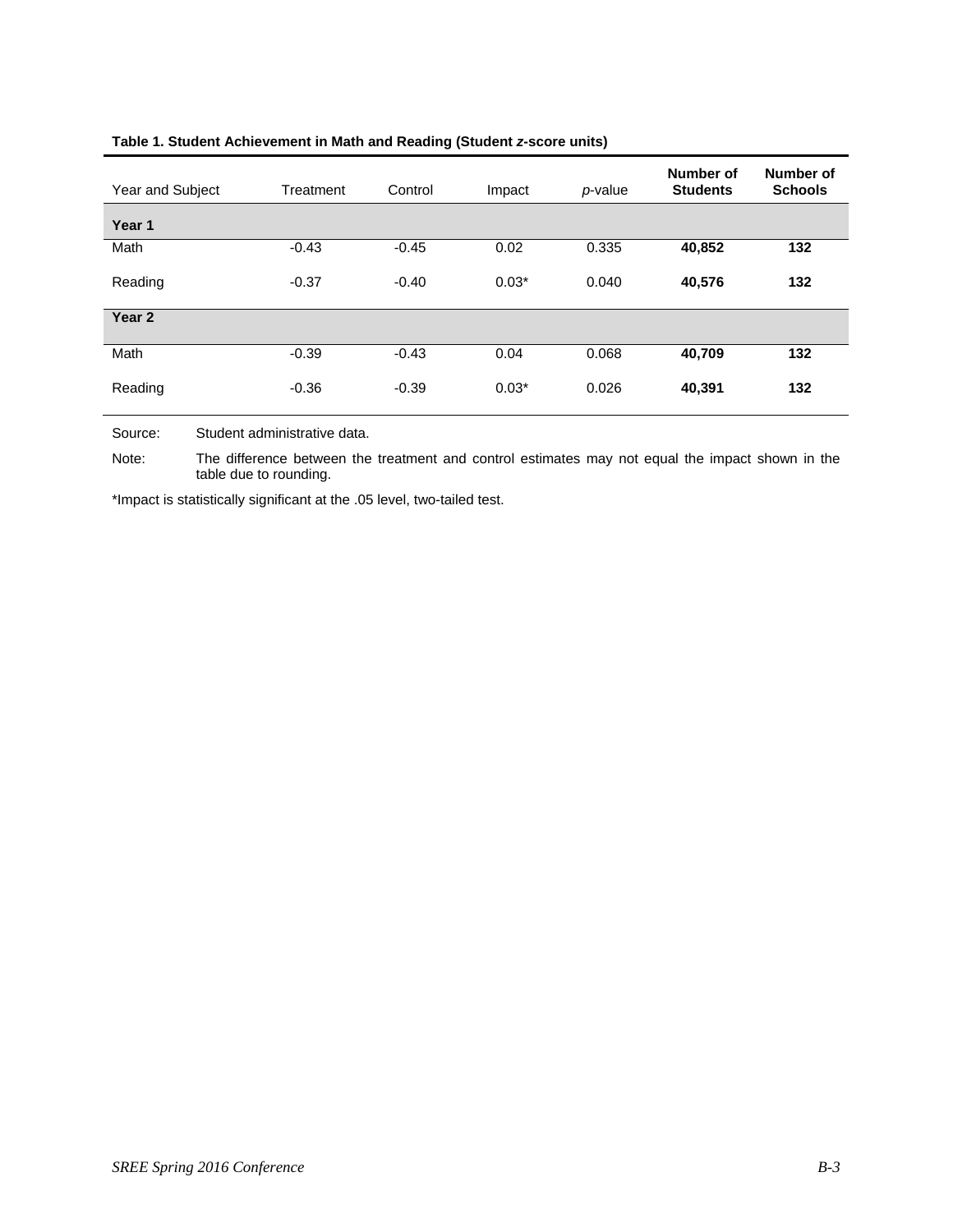**Table 1. Student Achievement in Math and Reading (Student *z*-score units)**

| Year and Subject | Treatment | Control | Impact | *p*-value | **Number of Students** | **Number of Schools** |
|---|---|---|---|---|---|---|
| **Year 1** | | | | | | |
| Math | -0.43 | -0.45 | 0.02 | 0.335 | **40,852** | **132** |
| Reading | -0.37 | -0.40 | 0.03* | 0.040 | **40,576** | **132** |
| **Year 2** | | | | | | |
| Math | -0.39 | -0.43 | 0.04 | 0.068 | **40,709** | **132** |
| Reading | -0.36 | -0.39 | 0.03* | 0.026 | **40,391** | **132** |

Source: Student administrative data.

Note: The difference between the treatment and control estimates may not equal the impact shown in the table due to rounding.

*Impact is statistically significant at the .05 level, two-tailed test.